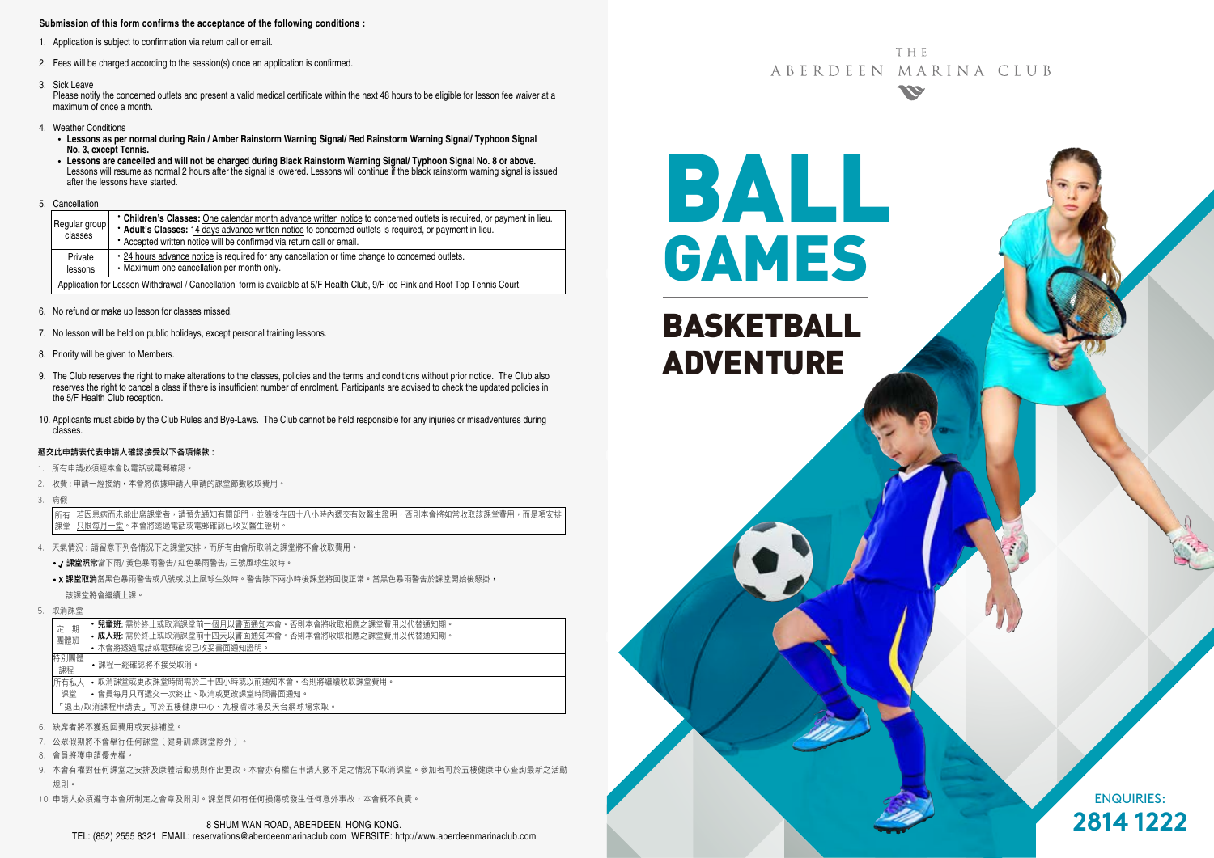**Submission of this form confirms the acceptance of the following conditions :**

1. Application is subject to confirmation via return call or email.
2. Fees will be charged according to the session(s) once an application is confirmed.
3. Sick Leave
   Please notify the concerned outlets and present a valid medical certificate within the next 48 hours to be eligible for lesson fee waiver at a maximum of once a month.
4. Weather Conditions
   - **Lessons as per normal during Rain / Amber Rainstorm Warning Signal/ Red Rainstorm Warning Signal/ Typhoon Signal No. 3, except Tennis.**
   - **Lessons are cancelled and will not be charged during Black Rainstorm Warning Signal/ Typhoon Signal No. 8 or above.** Lessons will resume as normal 2 hours after the signal is lowered. Lessons will continue if the black rainstorm warning signal is issued after the lessons have started.
5. Cancellation

| | |
|---|---|
| Regular group classes | • **Children's Classes:** One calendar month advance written notice to concerned outlets is required, or payment in lieu.<br>• **Adult's Classes:** 14 days advance written notice to concerned outlets is required, or payment in lieu.<br>• Accepted written notice will be confirmed via return call or email. |
| Private lessons | • 24 hours advance notice is required for any cancellation or time change to concerned outlets.<br>• Maximum one cancellation per month only. |
| Application for Lesson Withdrawal / Cancellation' form is available at 5/F Health Club, 9/F Ice Rink and Roof Top Tennis Court. | |

6. No refund or make up lesson for classes missed.
7. No lesson will be held on public holidays, except personal training lessons.
8. Priority will be given to Members.
9. The Club reserves the right to make alterations to the classes, policies and the terms and conditions without prior notice. The Club also reserves the right to cancel a class if there is insufficient number of enrolment. Participants are advised to check the updated policies in the 5/F Health Club reception.
10. Applicants must abide by the Club Rules and Bye-Laws. The Club cannot be held responsible for any injuries or misadventures during classes.

**遞交此申請表代表申請人確認接受以下各項條款：**

1. 所有申請必須經本會以電話或電郵確認。
2. 收費：申請一經接納，本會將依據申請人申請的課堂節數收取費用。
3. 病假

| | |
|---|---|
| 所有課堂 | 若因患病而未能出席課堂者，請預先通知有關部門，並隨後在四十八小時內遞交有效醫生證明，否則本會將如常收取該課堂費用，而是項安排只限每月一堂。本會將透過電話或電郵確認已收妥醫生證明。 |

4. 天氣情況：請留意下列各情況下之課堂安排，而所有由會所取消之課堂將不會收取費用。
   - ✓ **課堂照常**當下雨/ 黃色暴雨警告/ 紅色暴雨警告/ 三號風球生效時。
   - x **課堂取消**當黑色暴雨警告或八號或以上風球生效時。警告除下兩小時後課堂將回復正常。當黑色暴雨警告於課堂開始後懸掛，該課堂將會繼續上課。
5. 取消課堂

| | |
|---|---|
| 定期團體班 | • **兒童班:** 需於終止或取消課堂前一個月以書面通知本會。否則本會將收取相應之課堂費用以代替通知期。<br>• **成人班:** 需於終止或取消課堂前十四天以書面通知本會。否則本會將收取相應之課堂費用以代替通知期。<br>• 本會將透過電話或電郵確認已收妥書面通知證明。 |
| 特別團體課程 | • 課程一經確認將不接受取消。 |
| 所有私人課堂 | • 取消課堂或更改課堂時間需於二十四小時或以前通知本會，否則將繼續收取課堂費用。<br>• 會員每月只可遞交一次終止、取消或更改課堂時間書面通知。 |
| 「退出/取消課程申請表」可於五樓健康中心、九樓溜冰場及天台網球場索取。 | |

6. 缺席者將不獲退回費用或安排補堂。
7. 公眾假期將不會舉行任何課堂〔健身訓練課堂除外〕。
8. 會員將獲申請優先權。
9. 本會有權對任何課堂之安排及康體活動規則作出更改。本會亦有權在申請人數不足之情況下取消課堂。參加者可於五樓健康中心查詢最新之活動規則。
10. 申請人必須遵守本會所制定之會章及附則。課堂間如有任何損傷或發生任何意外事故，本會概不負責。

8 SHUM WAN ROAD, ABERDEEN, HONG KONG.
TEL: (852) 2555 8321 EMAIL: reservations@aberdeenmarinaclub.com WEBSITE: http://www.aberdeenmarinaclub.com

THE ABERDEEN MARINA CLUB

# BALL GAMES

## BASKETBALL ADVENTURE

ENQUIRIES:
**2814 1222**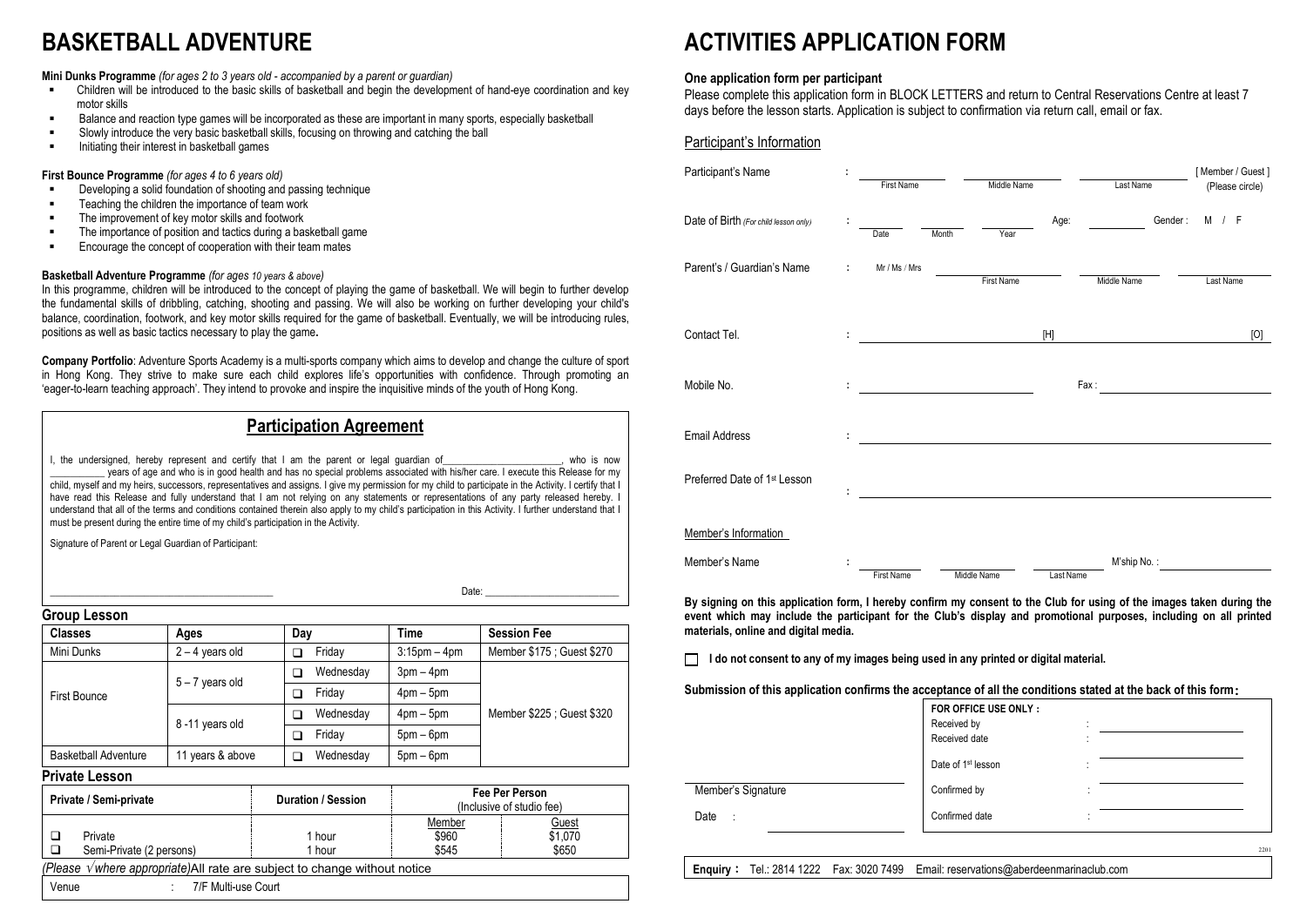# BASKETBALL ADVENTURE

**Mini Dunks Programme** *(for ages 2 to 3 years old - accompanied by a parent or guardian)*

- Children will be introduced to the basic skills of basketball and begin the development of hand-eye coordination and key motor skills
- Balance and reaction type games will be incorporated as these are important in many sports, especially basketball
- Slowly introduce the very basic basketball skills, focusing on throwing and catching the ball
- Initiating their interest in basketball games

**First Bounce Programme** *(for ages 4 to 6 years old)*

- Developing a solid foundation of shooting and passing technique
- Teaching the children the importance of team work
- The improvement of key motor skills and footwork
- The importance of position and tactics during a basketball game
- Encourage the concept of cooperation with their team mates

**Basketball Adventure Programme** *(for ages 10 years & above)*

In this programme, children will be introduced to the concept of playing the game of basketball. We will begin to further develop the fundamental skills of dribbling, catching, shooting and passing. We will also be working on further developing your child's balance, coordination, footwork, and key motor skills required for the game of basketball. Eventually, we will be introducing rules, positions as well as basic tactics necessary to play the game**.**

**Company Portfolio**: Adventure Sports Academy is a multi-sports company which aims to develop and change the culture of sport in Hong Kong. They strive to make sure each child explores life's opportunities with confidence. Through promoting an 'eager-to-learn teaching approach'. They intend to provoke and inspire the inquisitive minds of the youth of Hong Kong.

## Participation Agreement

I, the undersigned, hereby represent and certify that I am the parent or legal guardian of______________________, who is now ___________ years of age and who is in good health and has no special problems associated with his/her care. I execute this Release for my child, myself and my heirs, successors, representatives and assigns. I give my permission for my child to participate in the Activity. I certify that I have read this Release and fully understand that I am not relying on any statements or representations of any party released hereby. I understand that all of the terms and conditions contained therein also apply to my child's participation in this Activity. I further understand that I must be present during the entire time of my child's participation in the Activity.

Signature of Parent or Legal Guardian of Participant:

________________________________________ Date: ________________________

### Group Lesson

| Classes | Ages | Day | Time | Session Fee |
|---|---|---|---|---|
| Mini Dunks | 2 – 4 years old | ❑ Friday | 3:15pm – 4pm | Member $175 ; Guest $270 |
| First Bounce | 5 – 7 years old | ❑ Wednesday | 3pm – 4pm | Member $225 ; Guest $320 |
| | | ❑ Friday | 4pm – 5pm | |
| | 8 -11 years old | ❑ Wednesday | 4pm – 5pm | |
| | | ❑ Friday | 5pm – 6pm | |
| Basketball Adventure | 11 years & above | ❑ Wednesday | 5pm – 6pm | |

### Private Lesson

| Private / Semi-private | Duration / Session | Fee Per Person (Inclusive of studio fee) | |
|---|---|---|---|
| | | Member | Guest |
| ❑ Private | 1 hour | $960 | $1,070 |
| ❑ Semi-Private (2 persons) | 1 hour | $545 | $650 |

*(Please √ where appropriate)*All rate are subject to change without notice

Venue : 7/F Multi-use Court

# ACTIVITIES APPLICATION FORM

**One application form per participant**

Please complete this application form in BLOCK LETTERS and return to Central Reservations Centre at least 7 days before the lesson starts. Application is subject to confirmation via return call, email or fax.

Participant's Information

Participant's Name : ________ First Name ________ Middle Name ________ Last Name [ Member / Guest ] (Please circle)

Date of Birth *(For child lesson only)* : ____ Date ____ Month ____ Year Age: ________ Gender : M / F

Parent's / Guardian's Name : Mr / Ms / Mrs ________ First Name ________ Middle Name ________ Last Name

Contact Tel. : ________________________ [H] ________________________ [O]

Mobile No. : ________________________ Fax : ________________________

Email Address : ________________________________________________

Preferred Date of 1st Lesson : ________________________________________________

Member's Information

Member's Name : ________ First Name ________ Middle Name ________ Last Name M'ship No. : ________________

**By signing on this application form, I hereby confirm my consent to the Club for using of the images taken during the event which may include the participant for the Club's display and promotional purposes, including on all printed materials, online and digital media.**

❑ **I do not consent to any of my images being used in any printed or digital material.**

**Submission of this application confirms the acceptance of all the conditions stated at the back of this form:**

________________________
Member's Signature

Date : ________________

**FOR OFFICE USE ONLY :**

Received by : ________________

Received date : ________________

Date of 1st lesson : ________________

Confirmed by : ________________

Confirmed date : ________________

2201

**Enquiry :** Tel.: 2814 1222 Fax: 3020 7499 Email: reservations@aberdeenmarinaclub.com